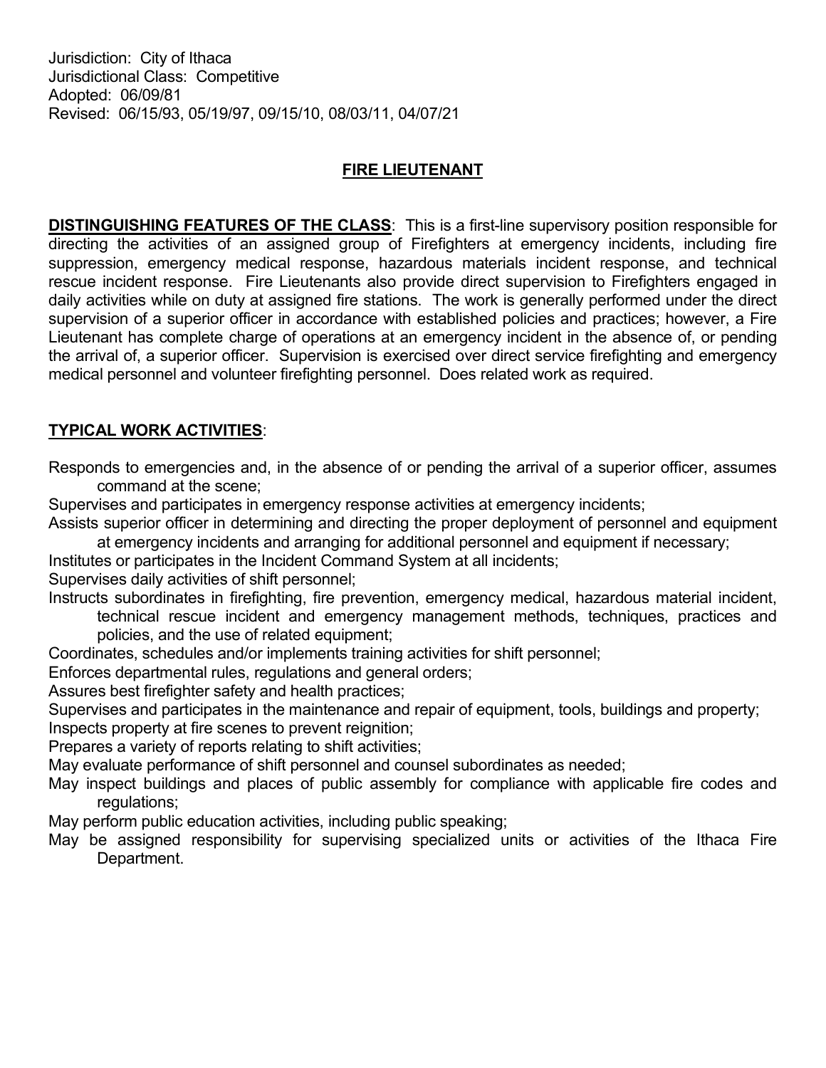Jurisdiction: City of Ithaca
Jurisdictional Class: Competitive
Adopted: 06/09/81
Revised: 06/15/93, 05/19/97, 09/15/10, 08/03/11, 04/07/21

# FIRE LIEUTENANT

**DISTINGUISHING FEATURES OF THE CLASS**: This is a first-line supervisory position responsible for directing the activities of an assigned group of Firefighters at emergency incidents, including fire suppression, emergency medical response, hazardous materials incident response, and technical rescue incident response. Fire Lieutenants also provide direct supervision to Firefighters engaged in daily activities while on duty at assigned fire stations. The work is generally performed under the direct supervision of a superior officer in accordance with established policies and practices; however, a Fire Lieutenant has complete charge of operations at an emergency incident in the absence of, or pending the arrival of, a superior officer. Supervision is exercised over direct service firefighting and emergency medical personnel and volunteer firefighting personnel. Does related work as required.

**TYPICAL WORK ACTIVITIES**:

Responds to emergencies and, in the absence of or pending the arrival of a superior officer, assumes command at the scene;

Supervises and participates in emergency response activities at emergency incidents;

Assists superior officer in determining and directing the proper deployment of personnel and equipment at emergency incidents and arranging for additional personnel and equipment if necessary;

Institutes or participates in the Incident Command System at all incidents;

Supervises daily activities of shift personnel;

Instructs subordinates in firefighting, fire prevention, emergency medical, hazardous material incident, technical rescue incident and emergency management methods, techniques, practices and policies, and the use of related equipment;

Coordinates, schedules and/or implements training activities for shift personnel;

Enforces departmental rules, regulations and general orders;

Assures best firefighter safety and health practices;

Supervises and participates in the maintenance and repair of equipment, tools, buildings and property;

Inspects property at fire scenes to prevent reignition;

Prepares a variety of reports relating to shift activities;

May evaluate performance of shift personnel and counsel subordinates as needed;

May inspect buildings and places of public assembly for compliance with applicable fire codes and regulations;

May perform public education activities, including public speaking;

May be assigned responsibility for supervising specialized units or activities of the Ithaca Fire Department.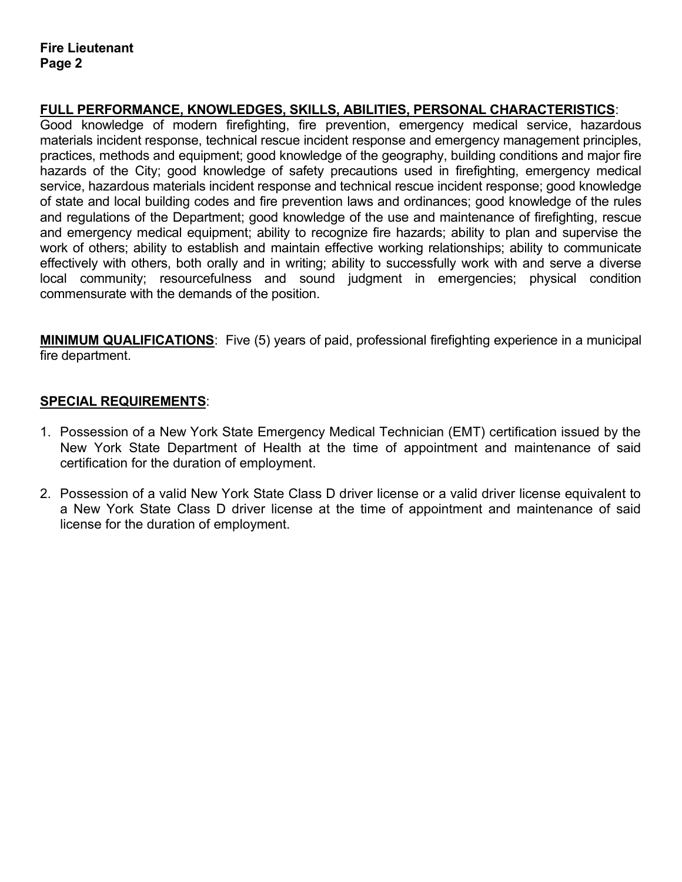**FULL PERFORMANCE, KNOWLEDGES, SKILLS, ABILITIES, PERSONAL CHARACTERISTICS**:
Good knowledge of modern firefighting, fire prevention, emergency medical service, hazardous materials incident response, technical rescue incident response and emergency management principles, practices, methods and equipment; good knowledge of the geography, building conditions and major fire hazards of the City; good knowledge of safety precautions used in firefighting, emergency medical service, hazardous materials incident response and technical rescue incident response; good knowledge of state and local building codes and fire prevention laws and ordinances; good knowledge of the rules and regulations of the Department; good knowledge of the use and maintenance of firefighting, rescue and emergency medical equipment; ability to recognize fire hazards; ability to plan and supervise the work of others; ability to establish and maintain effective working relationships; ability to communicate effectively with others, both orally and in writing; ability to successfully work with and serve a diverse local community; resourcefulness and sound judgment in emergencies; physical condition commensurate with the demands of the position.

**MINIMUM QUALIFICATIONS**: Five (5) years of paid, professional firefighting experience in a municipal fire department.

**SPECIAL REQUIREMENTS**:

1. Possession of a New York State Emergency Medical Technician (EMT) certification issued by the New York State Department of Health at the time of appointment and maintenance of said certification for the duration of employment.

2. Possession of a valid New York State Class D driver license or a valid driver license equivalent to a New York State Class D driver license at the time of appointment and maintenance of said license for the duration of employment.